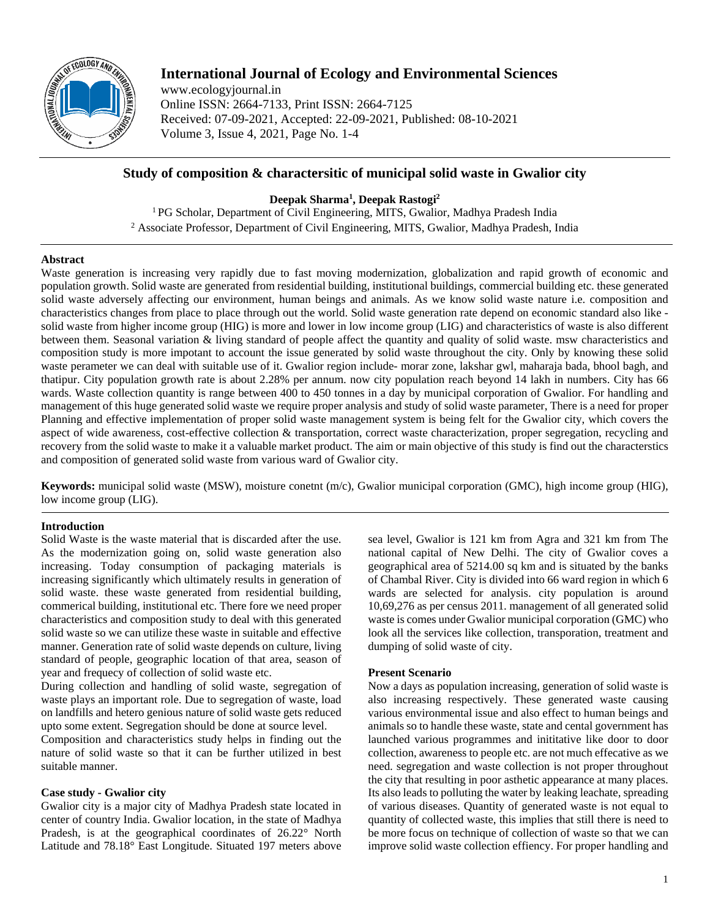# Study of composition & charactersitic of municipal solid waste in Gwalior city

**Deepak Sharma[1], Deepak Rastogi[2]**

[1] PG Scholar, Department of Civil Engineering, MITS, Gwalior, Madhya Pradesh India
[2] Associate Professor, Department of Civil Engineering, MITS, Gwalior, Madhya Pradesh, India

## Abstract

Waste generation is increasing very rapidly due to fast moving modernization, globalization and rapid growth of economic and population growth. Solid waste are generated from residential building, institutional buildings, commercial building etc. these generated solid waste adversely affecting our environment, human beings and animals. As we know solid waste nature i.e. composition and characteristics changes from place to place through out the world. Solid waste generation rate depend on economic standard also like - solid waste from higher income group (HIG) is more and lower in low income group (LIG) and characteristics of waste is also different between them. Seasonal variation & living standard of people affect the quantity and quality of solid waste. msw characteristics and composition study is more impotant to account the issue generated by solid waste throughout the city. Only by knowing these solid waste perameter we can deal with suitable use of it. Gwalior region include- morar zone, lakshar gwl, maharaja bada, bhool bagh, and thatipur. City population growth rate is about 2.28% per annum. now city population reach beyond 14 lakh in numbers. City has 66 wards. Waste collection quantity is range between 400 to 450 tonnes in a day by municipal corporation of Gwalior. For handling and management of this huge generated solid waste we require proper analysis and study of solid waste parameter, There is a need for proper Planning and effective implementation of proper solid waste management system is being felt for the Gwalior city, which covers the aspect of wide awareness, cost-effective collection & transportation, correct waste characterization, proper segregation, recycling and recovery from the solid waste to make it a valuable market product. The aim or main objective of this study is find out the characterstics and composition of generated solid waste from various ward of Gwalior city.

**Keywords:** municipal solid waste (MSW), moisture conetnt (m/c), Gwalior municipal corporation (GMC), high income group (HIG), low income group (LIG).

## Introduction

Solid Waste is the waste material that is discarded after the use. As the modernization going on, solid waste generation also increasing. Today consumption of packaging materials is increasing significantly which ultimately results in generation of solid waste. these waste generated from residential building, commerical building, institutional etc. There fore we need proper characteristics and composition study to deal with this generated solid waste so we can utilize these waste in suitable and effective manner. Generation rate of solid waste depends on culture, living standard of people, geographic location of that area, season of year and frequcy of collection of solid waste etc.

During collection and handling of solid waste, segregation of waste plays an important role. Due to segregation of waste, load on landfills and hetero genious nature of solid waste gets reduced upto some extent. Segregation should be done at source level.

Composition and characteristics study helps in finding out the nature of solid waste so that it can be further utilized in best suitable manner.

### Case study - Gwalior city

Gwalior city is a major city of Madhya Pradesh state located in center of country India. Gwalior location, in the state of Madhya Pradesh, is at the geographical coordinates of 26.22° North Latitude and 78.18° East Longitude. Situated 197 meters above sea level, Gwalior is 121 km from Agra and 321 km from The national capital of New Delhi. The city of Gwalior coves a geographical area of 5214.00 sq km and is situated by the banks of Chambal River. City is divided into 66 ward region in which 6 wards are selected for analysis. city population is around 10,69,276 as per census 2011. management of all generated solid waste is comes under Gwalior municipal corporation (GMC) who look all the services like collection, transporation, treatment and dumping of solid waste of city.

### Present Scenario

Now a days as population increasing, generation of solid waste is also increasing respectively. These generated waste causing various environmental issue and also effect to human beings and animals so to handle these waste, state and cental government has launched various programmes and inititative like door to door collection, awareness to people etc. are not much effecative as we need. segregation and waste collection is not proper throughout the city that resulting in poor asthetic appearance at many places. Its also leads to polluting the water by leaking leachate, spreading of various diseases. Quantity of generated waste is not equal to quantity of collected waste, this implies that still there is need to be more focus on technique of collection of waste so that we can improve solid waste collection effiency. For proper handling and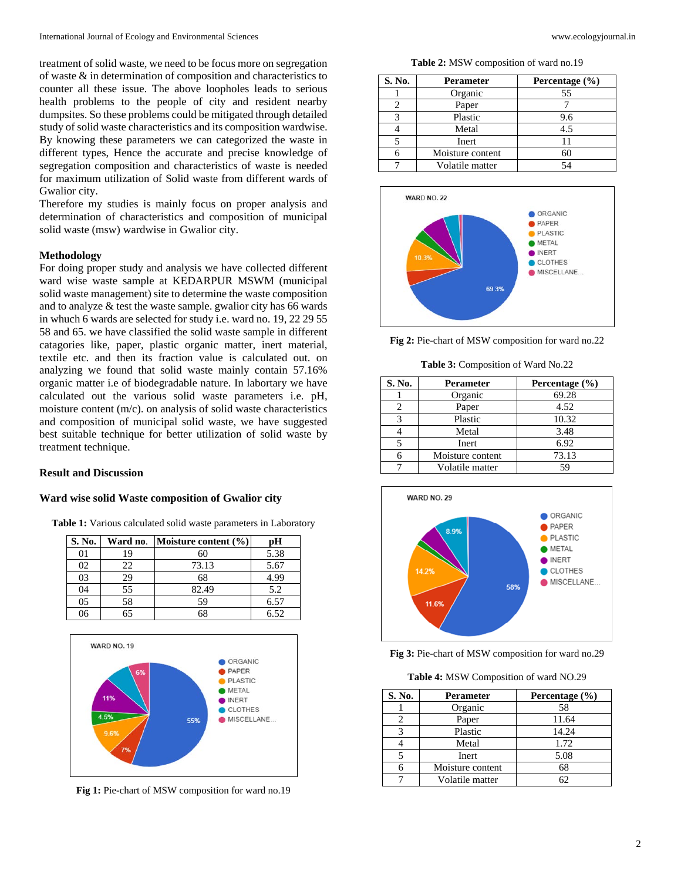treatment of solid waste, we need to be focus more on segregation of waste & in determination of composition and characteristics to counter all these issue. The above loopholes leads to serious health problems to the people of city and resident nearby dumpsites. So these problems could be mitigated through detailed study of solid waste characteristics and its composition wardwise. By knowing these parameters we can categorized the waste in different types, Hence the accurate and precise knowledge of segregation composition and characteristics of waste is needed for maximum utilization of Solid waste from different wards of Gwalior city.

Therefore my studies is mainly focus on proper analysis and determination of characteristics and composition of municipal solid waste (msw) wardwise in Gwalior city.

## Methodology

For doing proper study and analysis we have collected different ward wise waste sample at KEDARPUR MSWM (municipal solid waste management) site to determine the waste composition and to analyze & test the waste sample. gwalior city has 66 wards in whuch 6 wards are selected for study i.e. ward no. 19, 22 29 55 58 and 65. we have classified the solid waste sample in different catagories like, paper, plastic organic matter, inert material, textile etc. and then its fraction value is calculated out. on analyzing we found that solid waste mainly contain 57.16% organic matter i.e of biodegradable nature. In labortary we have calculated out the various solid waste parameters i.e. pH, moisture content (m/c). on analysis of solid waste characteristics and composition of municipal solid waste, we have suggested best suitable technique for better utilization of solid waste by treatment technique.

## Result and Discussion

### Ward wise solid Waste composition of Gwalior city

**Table 1:** Various calculated solid waste parameters in Laboratory

| S. No. | Ward no. | Moisture content (%) | pH |
|---|---|---|---|
| 01 | 19 | 60 | 5.38 |
| 02 | 22 | 73.13 | 5.67 |
| 03 | 29 | 68 | 4.99 |
| 04 | 55 | 82.49 | 5.2 |
| 05 | 58 | 59 | 6.57 |
| 06 | 65 | 68 | 6.52 |

**Fig 1:** Pie-chart of MSW composition for ward no.19

**Table 2:** MSW composition of ward no.19

| S. No. | Perameter | Percentage (%) |
|---|---|---|
| 1 | Organic | 55 |
| 2 | Paper | 7 |
| 3 | Plastic | 9.6 |
| 4 | Metal | 4.5 |
| 5 | Inert | 11 |
| 6 | Moisture content | 60 |
| 7 | Volatile matter | 54 |

**Fig 2:** Pie-chart of MSW composition for ward no.22

**Table 3:** Composition of Ward No.22

| S. No. | Perameter | Percentage (%) |
|---|---|---|
| 1 | Organic | 69.28 |
| 2 | Paper | 4.52 |
| 3 | Plastic | 10.32 |
| 4 | Metal | 3.48 |
| 5 | Inert | 6.92 |
| 6 | Moisture content | 73.13 |
| 7 | Volatile matter | 59 |

**Fig 3:** Pie-chart of MSW composition for ward no.29

**Table 4:** MSW Composition of ward NO.29

| S. No. | Perameter | Percentage (%) |
|---|---|---|
| 1 | Organic | 58 |
| 2 | Paper | 11.64 |
| 3 | Plastic | 14.24 |
| 4 | Metal | 1.72 |
| 5 | Inert | 5.08 |
| 6 | Moisture content | 68 |
| 7 | Volatile matter | 62 |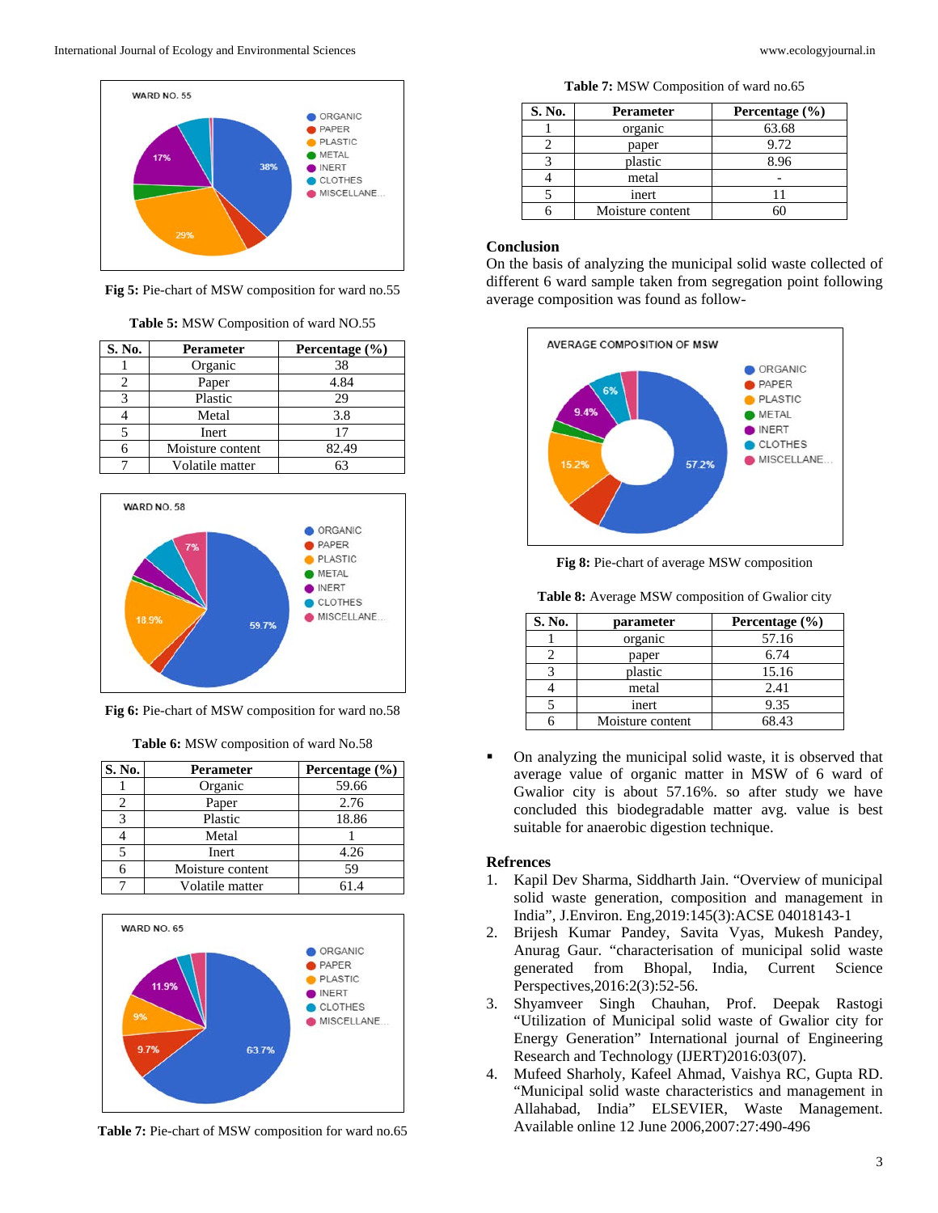Fig 5: Pie-chart of MSW composition for ward no.55

**Table 5:** MSW Composition of ward NO.55

| S. No. | Perameter | Percentage (%) |
|---|---|---|
| 1 | Organic | 38 |
| 2 | Paper | 4.84 |
| 3 | Plastic | 29 |
| 4 | Metal | 3.8 |
| 5 | Inert | 17 |
| 6 | Moisture content | 82.49 |
| 7 | Volatile matter | 63 |

Fig 6: Pie-chart of MSW composition for ward no.58

**Table 6:** MSW composition of ward No.58

| S. No. | Perameter | Percentage (%) |
|---|---|---|
| 1 | Organic | 59.66 |
| 2 | Paper | 2.76 |
| 3 | Plastic | 18.86 |
| 4 | Metal | 1 |
| 5 | Inert | 4.26 |
| 6 | Moisture content | 59 |
| 7 | Volatile matter | 61.4 |

Table 7: Pie-chart of MSW composition for ward no.65

**Table 7:** MSW Composition of ward no.65

| S. No. | Perameter | Percentage (%) |
|---|---|---|
| 1 | organic | 63.68 |
| 2 | paper | 9.72 |
| 3 | plastic | 8.96 |
| 4 | metal | - |
| 5 | inert | 11 |
| 6 | Moisture content | 60 |

## Conclusion

On the basis of analyzing the municipal solid waste collected of different 6 ward sample taken from segregation point following average composition was found as follow-

Fig 8: Pie-chart of average MSW composition

**Table 8:** Average MSW composition of Gwalior city

| S. No. | parameter | Percentage (%) |
|---|---|---|
| 1 | organic | 57.16 |
| 2 | paper | 6.74 |
| 3 | plastic | 15.16 |
| 4 | metal | 2.41 |
| 5 | inert | 9.35 |
| 6 | Moisture content | 68.43 |

- On analyzing the municipal solid waste, it is observed that average value of organic matter in MSW of 6 ward of Gwalior city is about 57.16%. so after study we have concluded this biodegradable matter avg. value is best suitable for anaerobic digestion technique.

## Refrences

1. Kapil Dev Sharma, Siddharth Jain. "Overview of municipal solid waste generation, composition and management in India", J.Environ. Eng,2019:145(3):ACSE 04018143-1
2. Brijesh Kumar Pandey, Savita Vyas, Mukesh Pandey, Anurag Gaur. "characterisation of municipal solid waste generated from Bhopal, India, Current Science Perspectives,2016:2(3):52-56.
3. Shyamveer Singh Chauhan, Prof. Deepak Rastogi "Utilization of Municipal solid waste of Gwalior city for Energy Generation" International journal of Engineering Research and Technology (IJERT)2016:03(07).
4. Mufeed Sharholy, Kafeel Ahmad, Vaishya RC, Gupta RD. "Municipal solid waste characteristics and management in Allahabad, India" ELSEVIER, Waste Management. Available online 12 June 2006,2007:27:490-496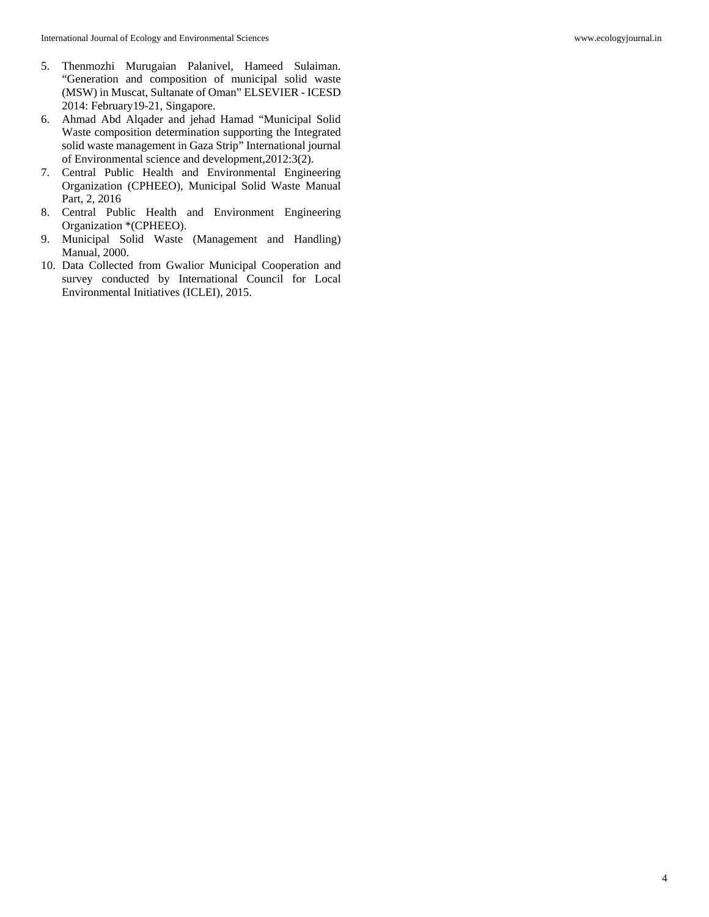5. Thenmozhi Murugaian Palanivel, Hameed Sulaiman. "Generation and composition of municipal solid waste (MSW) in Muscat, Sultanate of Oman" ELSEVIER - ICESD 2014: February19-21, Singapore.
6. Ahmad Abd Alqader and jehad Hamad "Municipal Solid Waste composition determination supporting the Integrated solid waste management in Gaza Strip" International journal of Environmental science and development,2012:3(2).
7. Central Public Health and Environmental Engineering Organization (CPHEEO), Municipal Solid Waste Manual Part, 2, 2016
8. Central Public Health and Environment Engineering Organization *(CPHEEO).
9. Municipal Solid Waste (Management and Handling) Manual, 2000.
10. Data Collected from Gwalior Municipal Cooperation and survey conducted by International Council for Local Environmental Initiatives (ICLEI), 2015.